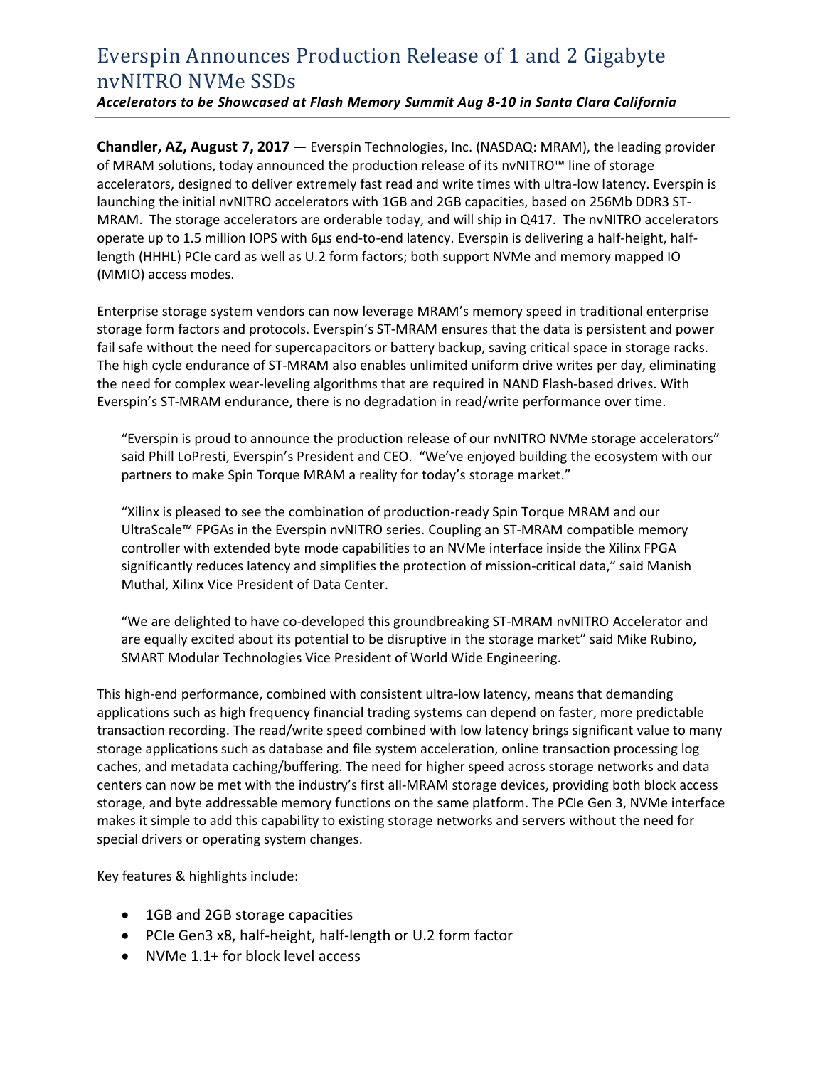# Everspin Announces Production Release of 1 and 2 Gigabyte nvNITRO NVMe SSDs

***Accelerators to be Showcased at Flash Memory Summit Aug 8-10 in Santa Clara California***

**Chandler, AZ, August 7, 2017** — Everspin Technologies, Inc. (NASDAQ: MRAM), the leading provider of MRAM solutions, today announced the production release of its nvNITRO™ line of storage accelerators, designed to deliver extremely fast read and write times with ultra-low latency. Everspin is launching the initial nvNITRO accelerators with 1GB and 2GB capacities, based on 256Mb DDR3 ST-MRAM. The storage accelerators are orderable today, and will ship in Q417. The nvNITRO accelerators operate up to 1.5 million IOPS with 6µs end-to-end latency. Everspin is delivering a half-height, half-length (HHHL) PCIe card as well as U.2 form factors; both support NVMe and memory mapped IO (MMIO) access modes.

Enterprise storage system vendors can now leverage MRAM's memory speed in traditional enterprise storage form factors and protocols. Everspin's ST-MRAM ensures that the data is persistent and power fail safe without the need for supercapacitors or battery backup, saving critical space in storage racks. The high cycle endurance of ST-MRAM also enables unlimited uniform drive writes per day, eliminating the need for complex wear-leveling algorithms that are required in NAND Flash-based drives. With Everspin's ST-MRAM endurance, there is no degradation in read/write performance over time.

> "Everspin is proud to announce the production release of our nvNITRO NVMe storage accelerators" said Phill LoPresti, Everspin's President and CEO. "We've enjoyed building the ecosystem with our partners to make Spin Torque MRAM a reality for today's storage market."
>
> "Xilinx is pleased to see the combination of production-ready Spin Torque MRAM and our UltraScale™ FPGAs in the Everspin nvNITRO series. Coupling an ST-MRAM compatible memory controller with extended byte mode capabilities to an NVMe interface inside the Xilinx FPGA significantly reduces latency and simplifies the protection of mission-critical data," said Manish Muthal, Xilinx Vice President of Data Center.
>
> "We are delighted to have co-developed this groundbreaking ST-MRAM nvNITRO Accelerator and are equally excited about its potential to be disruptive in the storage market" said Mike Rubino, SMART Modular Technologies Vice President of World Wide Engineering.

This high-end performance, combined with consistent ultra-low latency, means that demanding applications such as high frequency financial trading systems can depend on faster, more predictable transaction recording. The read/write speed combined with low latency brings significant value to many storage applications such as database and file system acceleration, online transaction processing log caches, and metadata caching/buffering. The need for higher speed across storage networks and data centers can now be met with the industry's first all-MRAM storage devices, providing both block access storage, and byte addressable memory functions on the same platform. The PCIe Gen 3, NVMe interface makes it simple to add this capability to existing storage networks and servers without the need for special drivers or operating system changes.

Key features & highlights include:

- 1GB and 2GB storage capacities
- PCIe Gen3 x8, half-height, half-length or U.2 form factor
- NVMe 1.1+ for block level access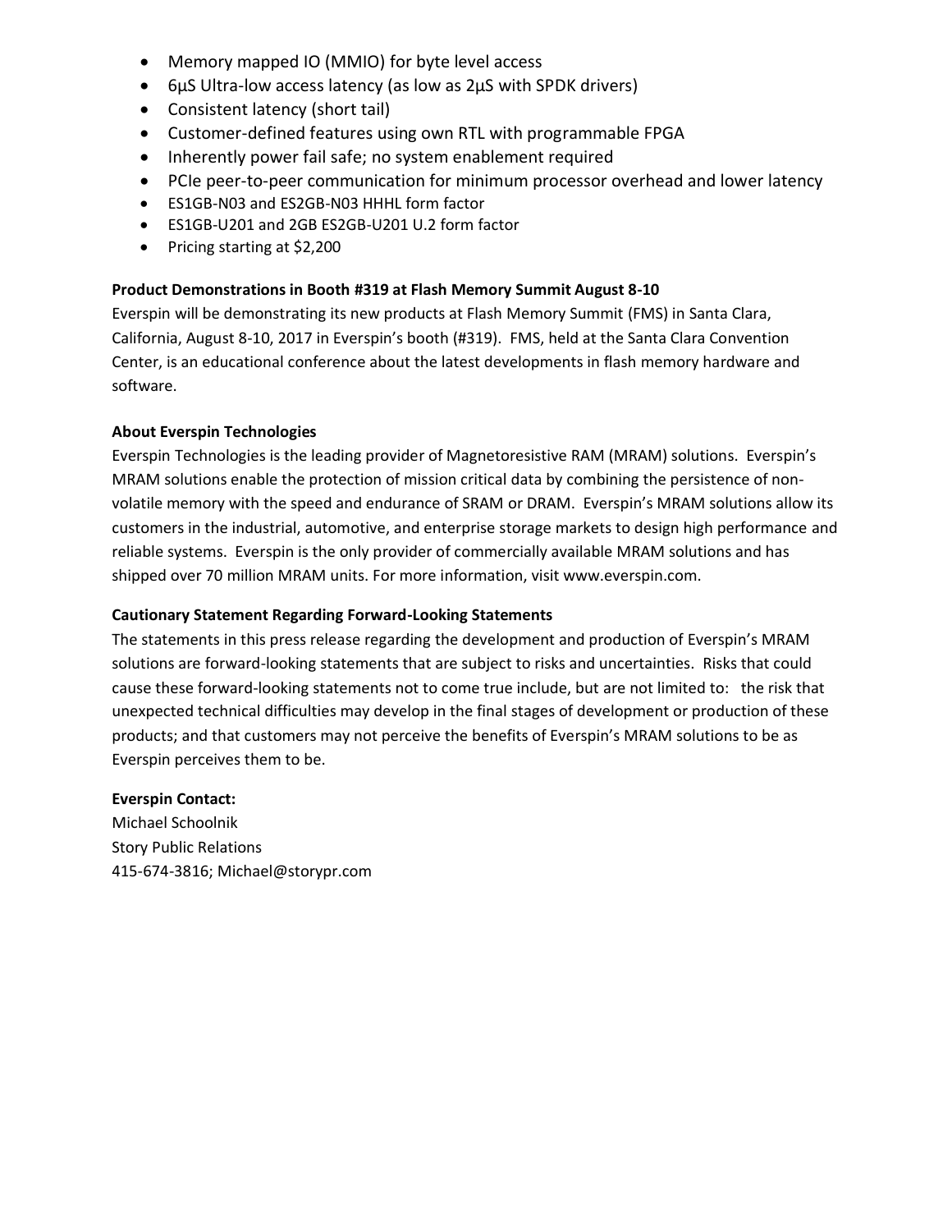- Memory mapped IO (MMIO) for byte level access
- 6µS Ultra-low access latency (as low as 2µS with SPDK drivers)
- Consistent latency (short tail)
- Customer-defined features using own RTL with programmable FPGA
- Inherently power fail safe; no system enablement required
- PCIe peer-to-peer communication for minimum processor overhead and lower latency
- ES1GB-N03 and ES2GB-N03 HHHL form factor
- ES1GB-U201 and 2GB ES2GB-U201 U.2 form factor
- Pricing starting at $2,200

**Product Demonstrations in Booth #319 at Flash Memory Summit August 8-10**

Everspin will be demonstrating its new products at Flash Memory Summit (FMS) in Santa Clara, California, August 8-10, 2017 in Everspin's booth (#319). FMS, held at the Santa Clara Convention Center, is an educational conference about the latest developments in flash memory hardware and software.

**About Everspin Technologies**

Everspin Technologies is the leading provider of Magnetoresistive RAM (MRAM) solutions. Everspin's MRAM solutions enable the protection of mission critical data by combining the persistence of non-volatile memory with the speed and endurance of SRAM or DRAM. Everspin's MRAM solutions allow its customers in the industrial, automotive, and enterprise storage markets to design high performance and reliable systems. Everspin is the only provider of commercially available MRAM solutions and has shipped over 70 million MRAM units. For more information, visit www.everspin.com.

**Cautionary Statement Regarding Forward-Looking Statements**

The statements in this press release regarding the development and production of Everspin's MRAM solutions are forward-looking statements that are subject to risks and uncertainties. Risks that could cause these forward-looking statements not to come true include, but are not limited to: the risk that unexpected technical difficulties may develop in the final stages of development or production of these products; and that customers may not perceive the benefits of Everspin's MRAM solutions to be as Everspin perceives them to be.

**Everspin Contact:**

Michael Schoolnik
Story Public Relations
415-674-3816; Michael@storypr.com